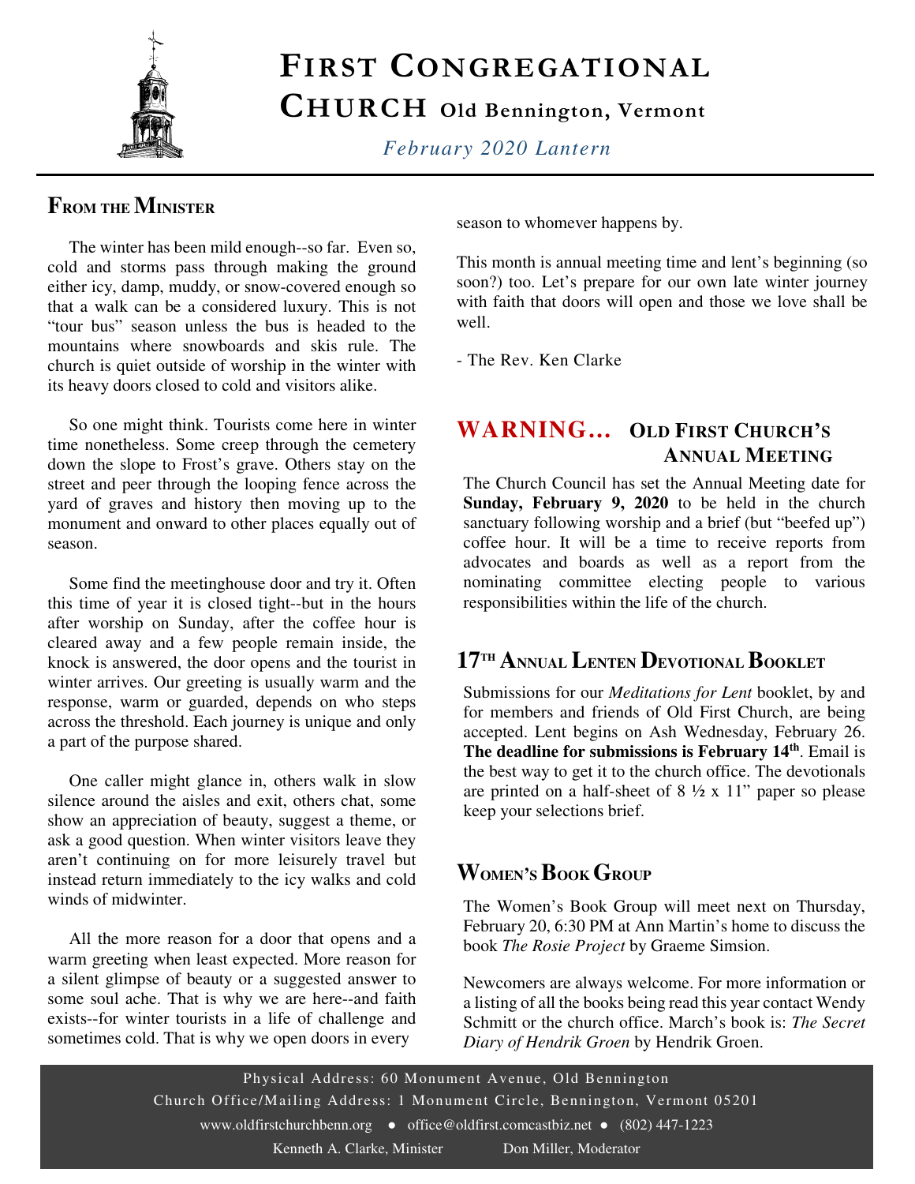# FIRST CONGREGATIONAL CHURCH Old Bennington, Vermont

*February 2020 Lantern*

## FROM THE MINISTER

The winter has been mild enough--so far. Even so, cold and storms pass through making the ground either icy, damp, muddy, or snow-covered enough so that a walk can be a considered luxury. This is not "tour bus" season unless the bus is headed to the mountains where snowboards and skis rule. The church is quiet outside of worship in the winter with its heavy doors closed to cold and visitors alike.

So one might think. Tourists come here in winter time nonetheless. Some creep through the cemetery down the slope to Frost's grave. Others stay on the street and peer through the looping fence across the yard of graves and history then moving up to the monument and onward to other places equally out of season.

Some find the meetinghouse door and try it. Often this time of year it is closed tight--but in the hours after worship on Sunday, after the coffee hour is cleared away and a few people remain inside, the knock is answered, the door opens and the tourist in winter arrives. Our greeting is usually warm and the response, warm or guarded, depends on who steps across the threshold. Each journey is unique and only a part of the purpose shared.

One caller might glance in, others walk in slow silence around the aisles and exit, others chat, some show an appreciation of beauty, suggest a theme, or ask a good question. When winter visitors leave they aren't continuing on for more leisurely travel but instead return immediately to the icy walks and cold winds of midwinter.

All the more reason for a door that opens and a warm greeting when least expected. More reason for a silent glimpse of beauty or a suggested answer to some soul ache. That is why we are here--and faith exists--for winter tourists in a life of challenge and sometimes cold. That is why we open doors in every season to whomever happens by.

This month is annual meeting time and lent's beginning (so soon?) too. Let's prepare for our own late winter journey with faith that doors will open and those we love shall be well.

- The Rev. Ken Clarke

## WARNING… OLD FIRST CHURCH'S ANNUAL MEETING

The Church Council has set the Annual Meeting date for **Sunday, February 9, 2020** to be held in the church sanctuary following worship and a brief (but "beefed up") coffee hour. It will be a time to receive reports from advocates and boards as well as a report from the nominating committee electing people to various responsibilities within the life of the church.

## 17TH ANNUAL LENTEN DEVOTIONAL BOOKLET

Submissions for our *Meditations for Lent* booklet, by and for members and friends of Old First Church, are being accepted. Lent begins on Ash Wednesday, February 26. **The deadline for submissions is February 14th**. Email is the best way to get it to the church office. The devotionals are printed on a half-sheet of 8 ½ x 11" paper so please keep your selections brief.

## WOMEN'S BOOK GROUP

The Women's Book Group will meet next on Thursday, February 20, 6:30 PM at Ann Martin's home to discuss the book *The Rosie Project* by Graeme Simsion.

Newcomers are always welcome. For more information or a listing of all the books being read this year contact Wendy Schmitt or the church office. March's book is: *The Secret Diary of Hendrik Groen* by Hendrik Groen.

Physical Address: 60 Monument Avenue, Old Bennington
Church Office/Mailing Address: 1 Monument Circle, Bennington, Vermont 05201
www.oldfirstchurchbenn.org ● office@oldfirst.comcastbiz.net ● (802) 447-1223
Kenneth A. Clarke, Minister    Don Miller, Moderator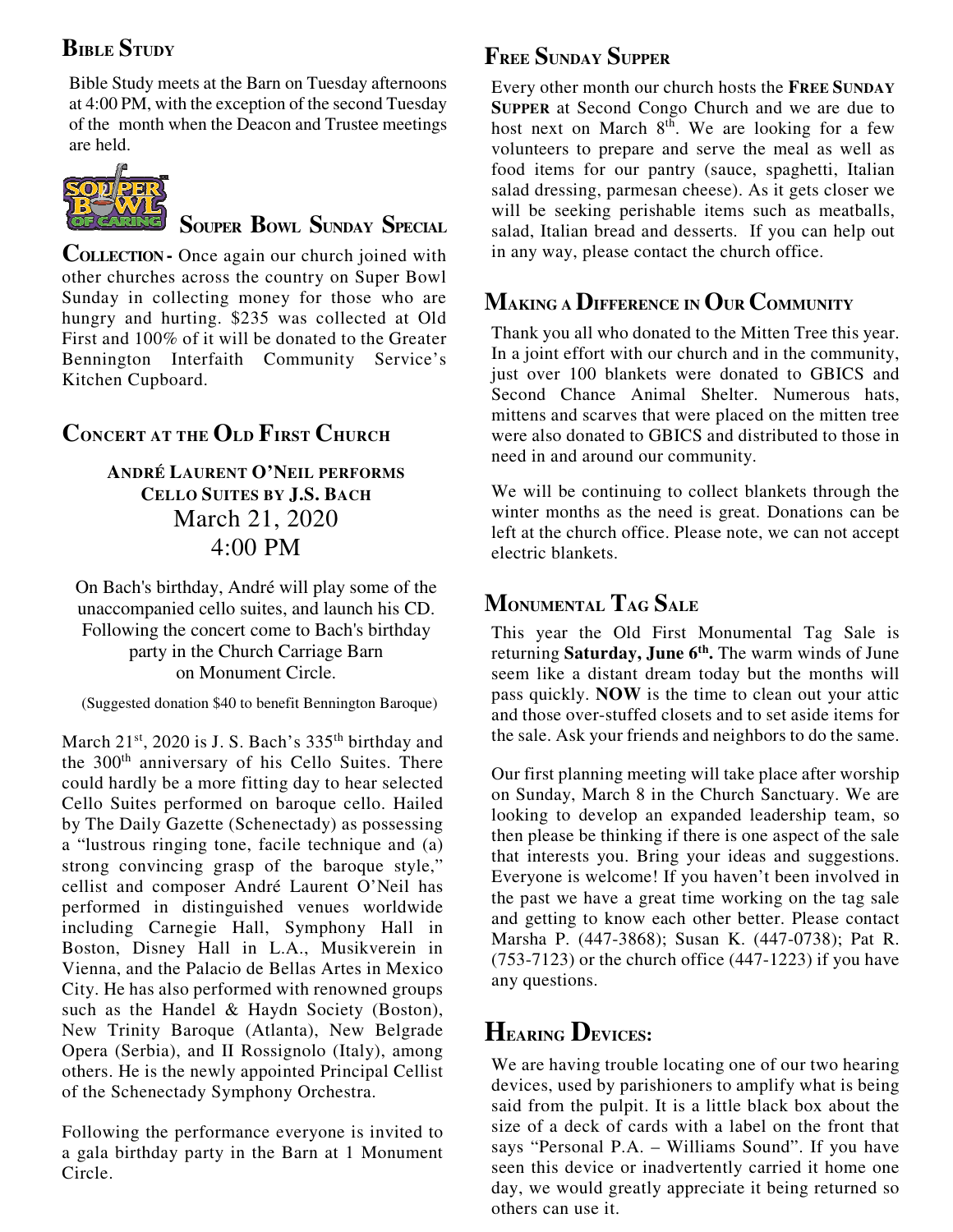## Bible Study

Bible Study meets at the Barn on Tuesday afternoons at 4:00 PM, with the exception of the second Tuesday of the month when the Deacon and Trustee meetings are held.

## Souper Bowl Sunday Special

**Collection -** Once again our church joined with other churches across the country on Super Bowl Sunday in collecting money for those who are hungry and hurting. $235 was collected at Old First and 100% of it will be donated to the Greater Bennington Interfaith Community Service's Kitchen Cupboard.

## Concert at the Old First Church

**André Laurent O'Neil performs Cello Suites by J.S. Bach**

March 21, 2020

4:00 PM

On Bach's birthday, André will play some of the unaccompanied cello suites, and launch his CD. Following the concert come to Bach's birthday party in the Church Carriage Barn on Monument Circle.

(Suggested donation $40 to benefit Bennington Baroque)

March 21st, 2020 is J. S. Bach's 335th birthday and the 300th anniversary of his Cello Suites. There could hardly be a more fitting day to hear selected Cello Suites performed on baroque cello. Hailed by The Daily Gazette (Schenectady) as possessing a "lustrous ringing tone, facile technique and (a) strong convincing grasp of the baroque style," cellist and composer André Laurent O'Neil has performed in distinguished venues worldwide including Carnegie Hall, Symphony Hall in Boston, Disney Hall in L.A., Musikverein in Vienna, and the Palacio de Bellas Artes in Mexico City. He has also performed with renowned groups such as the Handel & Haydn Society (Boston), New Trinity Baroque (Atlanta), New Belgrade Opera (Serbia), and Il Rossignolo (Italy), among others. He is the newly appointed Principal Cellist of the Schenectady Symphony Orchestra.

Following the performance everyone is invited to a gala birthday party in the Barn at 1 Monument Circle.

## Free Sunday Supper

Every other month our church hosts the **Free Sunday Supper** at Second Congo Church and we are due to host next on March 8th. We are looking for a few volunteers to prepare and serve the meal as well as food items for our pantry (sauce, spaghetti, Italian salad dressing, parmesan cheese). As it gets closer we will be seeking perishable items such as meatballs, salad, Italian bread and desserts. If you can help out in any way, please contact the church office.

## Making a Difference in Our Community

Thank you all who donated to the Mitten Tree this year. In a joint effort with our church and in the community, just over 100 blankets were donated to GBICS and Second Chance Animal Shelter. Numerous hats, mittens and scarves that were placed on the mitten tree were also donated to GBICS and distributed to those in need in and around our community.

We will be continuing to collect blankets through the winter months as the need is great. Donations can be left at the church office. Please note, we can not accept electric blankets.

## Monumental Tag Sale

This year the Old First Monumental Tag Sale is returning **Saturday, June 6th.** The warm winds of June seem like a distant dream today but the months will pass quickly. **NOW** is the time to clean out your attic and those over-stuffed closets and to set aside items for the sale. Ask your friends and neighbors to do the same.

Our first planning meeting will take place after worship on Sunday, March 8 in the Church Sanctuary. We are looking to develop an expanded leadership team, so then please be thinking if there is one aspect of the sale that interests you. Bring your ideas and suggestions. Everyone is welcome! If you haven't been involved in the past we have a great time working on the tag sale and getting to know each other better. Please contact Marsha P. (447-3868); Susan K. (447-0738); Pat R. (753-7123) or the church office (447-1223) if you have any questions.

## Hearing Devices:

We are having trouble locating one of our two hearing devices, used by parishioners to amplify what is being said from the pulpit. It is a little black box about the size of a deck of cards with a label on the front that says "Personal P.A. – Williams Sound". If you have seen this device or inadvertently carried it home one day, we would greatly appreciate it being returned so others can use it.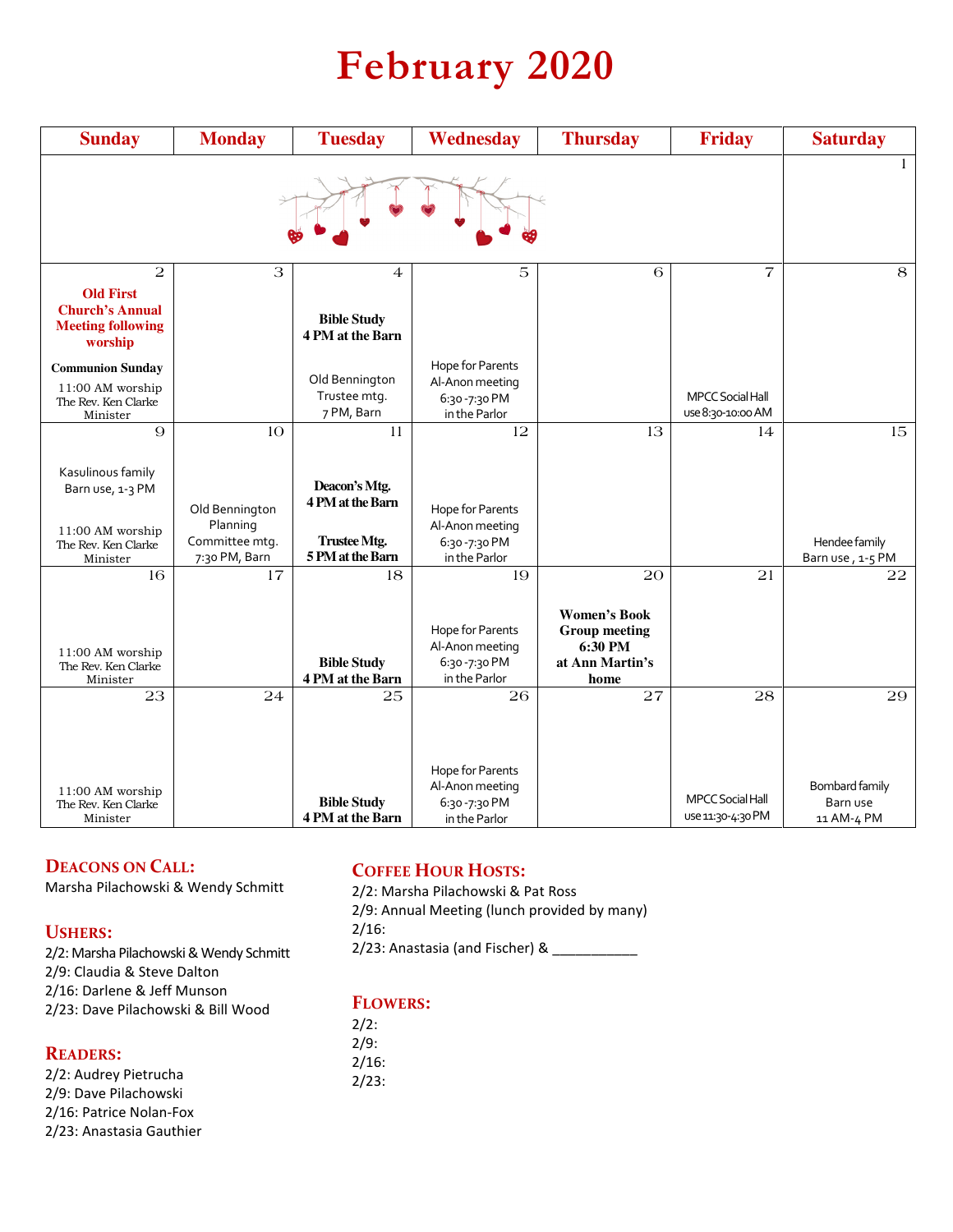# February 2020

| Sunday | Monday | Tuesday | Wednesday | Thursday | Friday | Saturday |
|---|---|---|---|---|---|---|
| | | | | | | 1 |
| 2<br>**Old First Church's Annual Meeting following worship**<br>**Communion Sunday**<br>11:00 AM worship<br>The Rev. Ken Clarke Minister | 3 | 4<br>**Bible Study 4 PM at the Barn**<br>Old Bennington Trustee mtg. 7 PM, Barn | 5<br>Hope for Parents Al-Anon meeting 6:30 -7:30 PM in the Parlor | 6 | 7<br>MPCC Social Hall use 8:30-10:00 AM | 8 |
| 9<br>Kasulinous family Barn use, 1-3 PM<br>11:00 AM worship<br>The Rev. Ken Clarke Minister | 10<br>Old Bennington Planning Committee mtg. 7:30 PM, Barn | 11<br>**Deacon's Mtg. 4 PM at the Barn**<br>**Trustee Mtg. 5 PM at the Barn** | 12<br>Hope for Parents Al-Anon meeting 6:30 -7:30 PM in the Parlor | 13 | 14 | 15<br>Hendee family Barn use , 1-5 PM |
| 16<br>11:00 AM worship<br>The Rev. Ken Clarke Minister | 17 | 18<br>**Bible Study 4 PM at the Barn** | 19<br>Hope for Parents Al-Anon meeting 6:30 -7:30 PM in the Parlor | 20<br>**Women's Book Group meeting 6:30 PM at Ann Martin's home** | 21 | 22 |
| 23<br>11:00 AM worship<br>The Rev. Ken Clarke Minister | 24 | 25<br>**Bible Study 4 PM at the Barn** | 26<br>Hope for Parents Al-Anon meeting 6:30 -7:30 PM in the Parlor | 27 | 28<br>MPCC Social Hall use 11:30-4:30 PM | 29<br>Bombard family Barn use 11 AM-4 PM |

## Deacons on Call:

Marsha Pilachowski & Wendy Schmitt

## Ushers:

2/2: Marsha Pilachowski & Wendy Schmitt
2/9: Claudia & Steve Dalton
2/16: Darlene & Jeff Munson
2/23: Dave Pilachowski & Bill Wood

## Readers:

2/2: Audrey Pietrucha
2/9: Dave Pilachowski
2/16: Patrice Nolan-Fox
2/23: Anastasia Gauthier

## Coffee Hour Hosts:

2/2: Marsha Pilachowski & Pat Ross
2/9: Annual Meeting (lunch provided by many)
2/16:
2/23: Anastasia (and Fischer) & ___________

## Flowers:

2/2:
2/9:
2/16:
2/23: